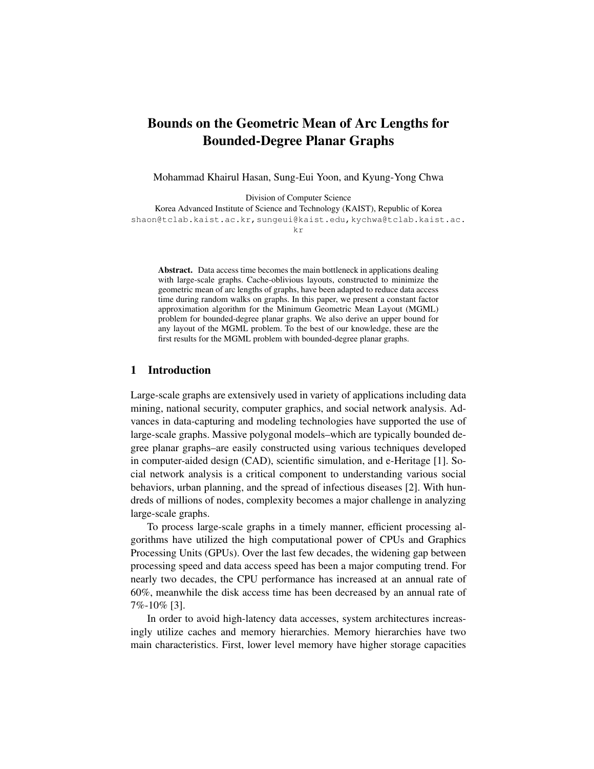# Bounds on the Geometric Mean of Arc Lengths for Bounded-Degree Planar Graphs

Mohammad Khairul Hasan, Sung-Eui Yoon, and Kyung-Yong Chwa

Division of Computer Science
Korea Advanced Institute of Science and Technology (KAIST), Republic of Korea
shaon@tclab.kaist.ac.kr, sungeui@kaist.edu, kychwa@tclab.kaist.ac.kr

**Abstract.** Data access time becomes the main bottleneck in applications dealing with large-scale graphs. Cache-oblivious layouts, constructed to minimize the geometric mean of arc lengths of graphs, have been adapted to reduce data access time during random walks on graphs. In this paper, we present a constant factor approximation algorithm for the Minimum Geometric Mean Layout (MGML) problem for bounded-degree planar graphs. We also derive an upper bound for any layout of the MGML problem. To the best of our knowledge, these are the first results for the MGML problem with bounded-degree planar graphs.

## 1 Introduction

Large-scale graphs are extensively used in variety of applications including data mining, national security, computer graphics, and social network analysis. Advances in data-capturing and modeling technologies have supported the use of large-scale graphs. Massive polygonal models–which are typically bounded degree planar graphs–are easily constructed using various techniques developed in computer-aided design (CAD), scientific simulation, and e-Heritage [1]. Social network analysis is a critical component to understanding various social behaviors, urban planning, and the spread of infectious diseases [2]. With hundreds of millions of nodes, complexity becomes a major challenge in analyzing large-scale graphs.

To process large-scale graphs in a timely manner, efficient processing algorithms have utilized the high computational power of CPUs and Graphics Processing Units (GPUs). Over the last few decades, the widening gap between processing speed and data access speed has been a major computing trend. For nearly two decades, the CPU performance has increased at an annual rate of 60%, meanwhile the disk access time has been decreased by an annual rate of 7%-10% [3].

In order to avoid high-latency data accesses, system architectures increasingly utilize caches and memory hierarchies. Memory hierarchies have two main characteristics. First, lower level memory have higher storage capacities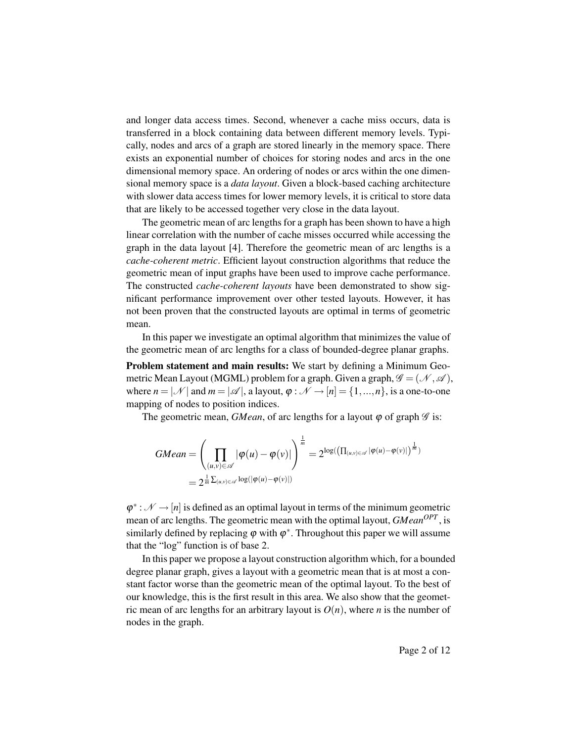and longer data access times. Second, whenever a cache miss occurs, data is transferred in a block containing data between different memory levels. Typically, nodes and arcs of a graph are stored linearly in the memory space. There exists an exponential number of choices for storing nodes and arcs in the one dimensional memory space. An ordering of nodes or arcs within the one dimensional memory space is a *data layout*. Given a block-based caching architecture with slower data access times for lower memory levels, it is critical to store data that are likely to be accessed together very close in the data layout.

The geometric mean of arc lengths for a graph has been shown to have a high linear correlation with the number of cache misses occurred while accessing the graph in the data layout [4]. Therefore the geometric mean of arc lengths is a *cache-coherent metric*. Efficient layout construction algorithms that reduce the geometric mean of input graphs have been used to improve cache performance. The constructed *cache-coherent layouts* have been demonstrated to show significant performance improvement over other tested layouts. However, it has not been proven that the constructed layouts are optimal in terms of geometric mean.

In this paper we investigate an optimal algorithm that minimizes the value of the geometric mean of arc lengths for a class of bounded-degree planar graphs.

**Problem statement and main results:** We start by defining a Minimum Geometric Mean Layout (MGML) problem for a graph. Given a graph, $\mathscr{G} = (\mathscr{N}, \mathscr{A})$, where $n = |\mathscr{N}|$ and $m = |\mathscr{A}|$, a layout, $\varphi : \mathscr{N} \rightarrow [n] = \{1, ..., n\}$, is a one-to-one mapping of nodes to position indices.

The geometric mean, *GMean*, of arc lengths for a layout $\varphi$ of graph $\mathscr{G}$ is:

$$GMean = \left( \prod_{(u,v) \in \mathscr{A}} |\varphi(u) - \varphi(v)| \right)^{\frac{1}{m}} = 2^{\log\left( \left( \prod_{(u,v) \in \mathscr{A}} |\varphi(u) - \varphi(v)| \right)^{\frac{1}{m}} \right)}$$

$$= 2^{\frac{1}{m} \sum_{(u,v) \in \mathscr{A}} \log(|\varphi(u) - \varphi(v)|)}$$

$\varphi^* : \mathscr{N} \rightarrow [n]$ is defined as an optimal layout in terms of the minimum geometric mean of arc lengths. The geometric mean with the optimal layout, $GMean^{OPT}$, is similarly defined by replacing $\varphi$ with $\varphi^*$. Throughout this paper we will assume that the "log" function is of base 2.

In this paper we propose a layout construction algorithm which, for a bounded degree planar graph, gives a layout with a geometric mean that is at most a constant factor worse than the geometric mean of the optimal layout. To the best of our knowledge, this is the first result in this area. We also show that the geometric mean of arc lengths for an arbitrary layout is $O(n)$, where $n$ is the number of nodes in the graph.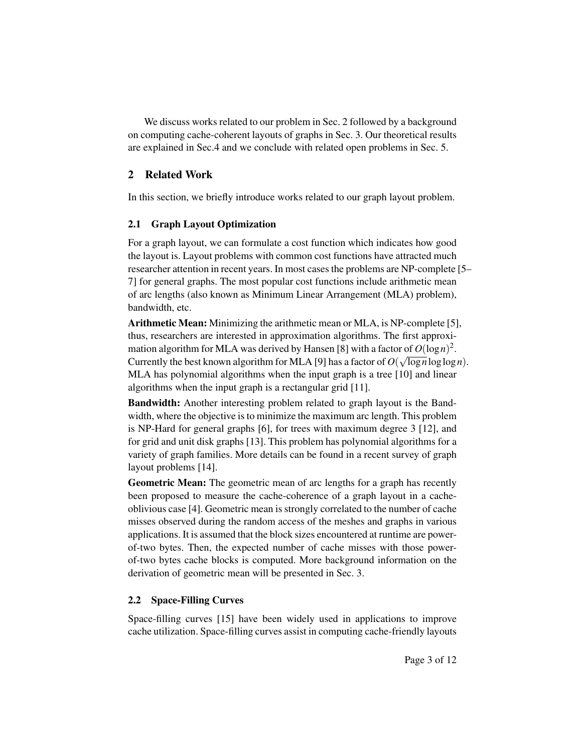We discuss works related to our problem in Sec. 2 followed by a background on computing cache-coherent layouts of graphs in Sec. 3. Our theoretical results are explained in Sec.4 and we conclude with related open problems in Sec. 5.

## 2 Related Work

In this section, we briefly introduce works related to our graph layout problem.

### 2.1 Graph Layout Optimization

For a graph layout, we can formulate a cost function which indicates how good the layout is. Layout problems with common cost functions have attracted much researcher attention in recent years. In most cases the problems are NP-complete [5–7] for general graphs. The most popular cost functions include arithmetic mean of arc lengths (also known as Minimum Linear Arrangement (MLA) problem), bandwidth, etc.

**Arithmetic Mean:** Minimizing the arithmetic mean or MLA, is NP-complete [5], thus, researchers are interested in approximation algorithms. The first approximation algorithm for MLA was derived by Hansen [8] with a factor of $O(\log n)^2$. Currently the best known algorithm for MLA [9] has a factor of $O(\sqrt{\log n}\log\log n)$. MLA has polynomial algorithms when the input graph is a tree [10] and linear algorithms when the input graph is a rectangular grid [11].

**Bandwidth:** Another interesting problem related to graph layout is the Bandwidth, where the objective is to minimize the maximum arc length. This problem is NP-Hard for general graphs [6], for trees with maximum degree 3 [12], and for grid and unit disk graphs [13]. This problem has polynomial algorithms for a variety of graph families. More details can be found in a recent survey of graph layout problems [14].

**Geometric Mean:** The geometric mean of arc lengths for a graph has recently been proposed to measure the cache-coherence of a graph layout in a cache-oblivious case [4]. Geometric mean is strongly correlated to the number of cache misses observed during the random access of the meshes and graphs in various applications. It is assumed that the block sizes encountered at runtime are power-of-two bytes. Then, the expected number of cache misses with those power-of-two bytes cache blocks is computed. More background information on the derivation of geometric mean will be presented in Sec. 3.

### 2.2 Space-Filling Curves

Space-filling curves [15] have been widely used in applications to improve cache utilization. Space-filling curves assist in computing cache-friendly layouts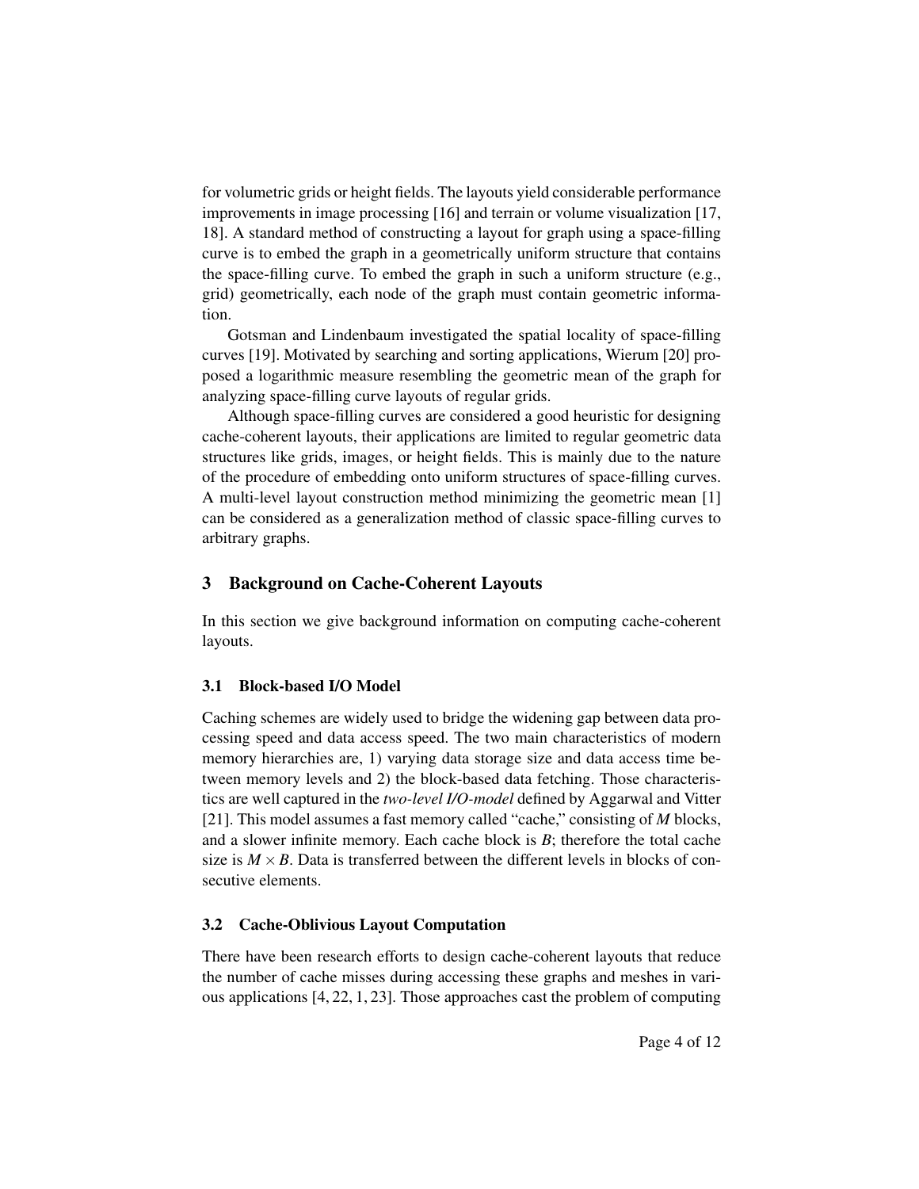for volumetric grids or height fields. The layouts yield considerable performance improvements in image processing [16] and terrain or volume visualization [17, 18]. A standard method of constructing a layout for graph using a space-filling curve is to embed the graph in a geometrically uniform structure that contains the space-filling curve. To embed the graph in such a uniform structure (e.g., grid) geometrically, each node of the graph must contain geometric information.

Gotsman and Lindenbaum investigated the spatial locality of space-filling curves [19]. Motivated by searching and sorting applications, Wierum [20] proposed a logarithmic measure resembling the geometric mean of the graph for analyzing space-filling curve layouts of regular grids.

Although space-filling curves are considered a good heuristic for designing cache-coherent layouts, their applications are limited to regular geometric data structures like grids, images, or height fields. This is mainly due to the nature of the procedure of embedding onto uniform structures of space-filling curves. A multi-level layout construction method minimizing the geometric mean [1] can be considered as a generalization method of classic space-filling curves to arbitrary graphs.

## 3 Background on Cache-Coherent Layouts

In this section we give background information on computing cache-coherent layouts.

### 3.1 Block-based I/O Model

Caching schemes are widely used to bridge the widening gap between data processing speed and data access speed. The two main characteristics of modern memory hierarchies are, 1) varying data storage size and data access time between memory levels and 2) the block-based data fetching. Those characteristics are well captured in the *two-level I/O-model* defined by Aggarwal and Vitter [21]. This model assumes a fast memory called "cache," consisting of $M$ blocks, and a slower infinite memory. Each cache block is $B$; therefore the total cache size is $M \times B$. Data is transferred between the different levels in blocks of consecutive elements.

### 3.2 Cache-Oblivious Layout Computation

There have been research efforts to design cache-coherent layouts that reduce the number of cache misses during accessing these graphs and meshes in various applications [4, 22, 1, 23]. Those approaches cast the problem of computing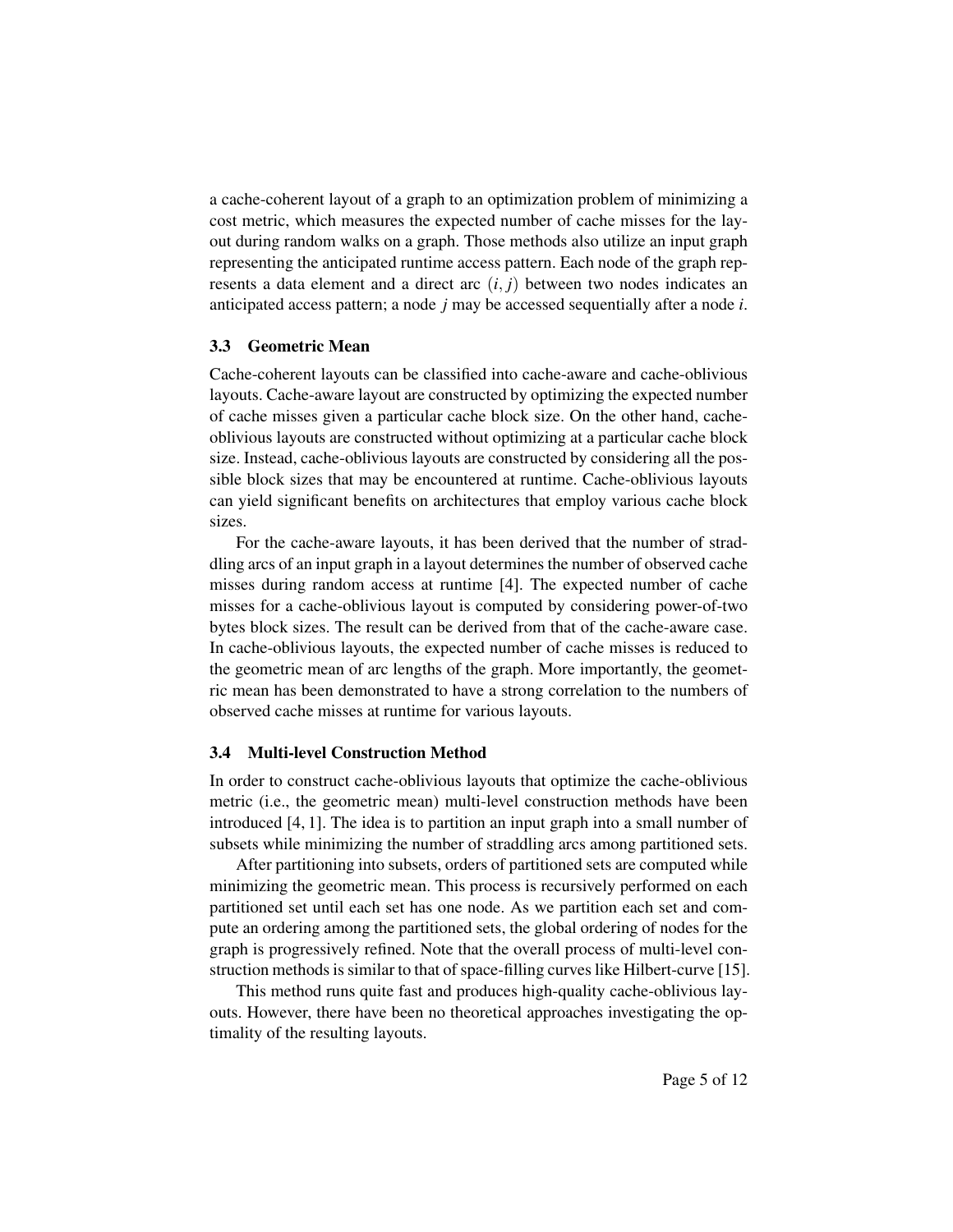a cache-coherent layout of a graph to an optimization problem of minimizing a cost metric, which measures the expected number of cache misses for the layout during random walks on a graph. Those methods also utilize an input graph representing the anticipated runtime access pattern. Each node of the graph represents a data element and a direct arc $(i, j)$ between two nodes indicates an anticipated access pattern; a node $j$ may be accessed sequentially after a node $i$.

### 3.3 Geometric Mean

Cache-coherent layouts can be classified into cache-aware and cache-oblivious layouts. Cache-aware layout are constructed by optimizing the expected number of cache misses given a particular cache block size. On the other hand, cache-oblivious layouts are constructed without optimizing at a particular cache block size. Instead, cache-oblivious layouts are constructed by considering all the possible block sizes that may be encountered at runtime. Cache-oblivious layouts can yield significant benefits on architectures that employ various cache block sizes.

For the cache-aware layouts, it has been derived that the number of straddling arcs of an input graph in a layout determines the number of observed cache misses during random access at runtime [4]. The expected number of cache misses for a cache-oblivious layout is computed by considering power-of-two bytes block sizes. The result can be derived from that of the cache-aware case. In cache-oblivious layouts, the expected number of cache misses is reduced to the geometric mean of arc lengths of the graph. More importantly, the geometric mean has been demonstrated to have a strong correlation to the numbers of observed cache misses at runtime for various layouts.

### 3.4 Multi-level Construction Method

In order to construct cache-oblivious layouts that optimize the cache-oblivious metric (i.e., the geometric mean) multi-level construction methods have been introduced [4, 1]. The idea is to partition an input graph into a small number of subsets while minimizing the number of straddling arcs among partitioned sets.

After partitioning into subsets, orders of partitioned sets are computed while minimizing the geometric mean. This process is recursively performed on each partitioned set until each set has one node. As we partition each set and compute an ordering among the partitioned sets, the global ordering of nodes for the graph is progressively refined. Note that the overall process of multi-level construction methods is similar to that of space-filling curves like Hilbert-curve [15].

This method runs quite fast and produces high-quality cache-oblivious layouts. However, there have been no theoretical approaches investigating the optimality of the resulting layouts.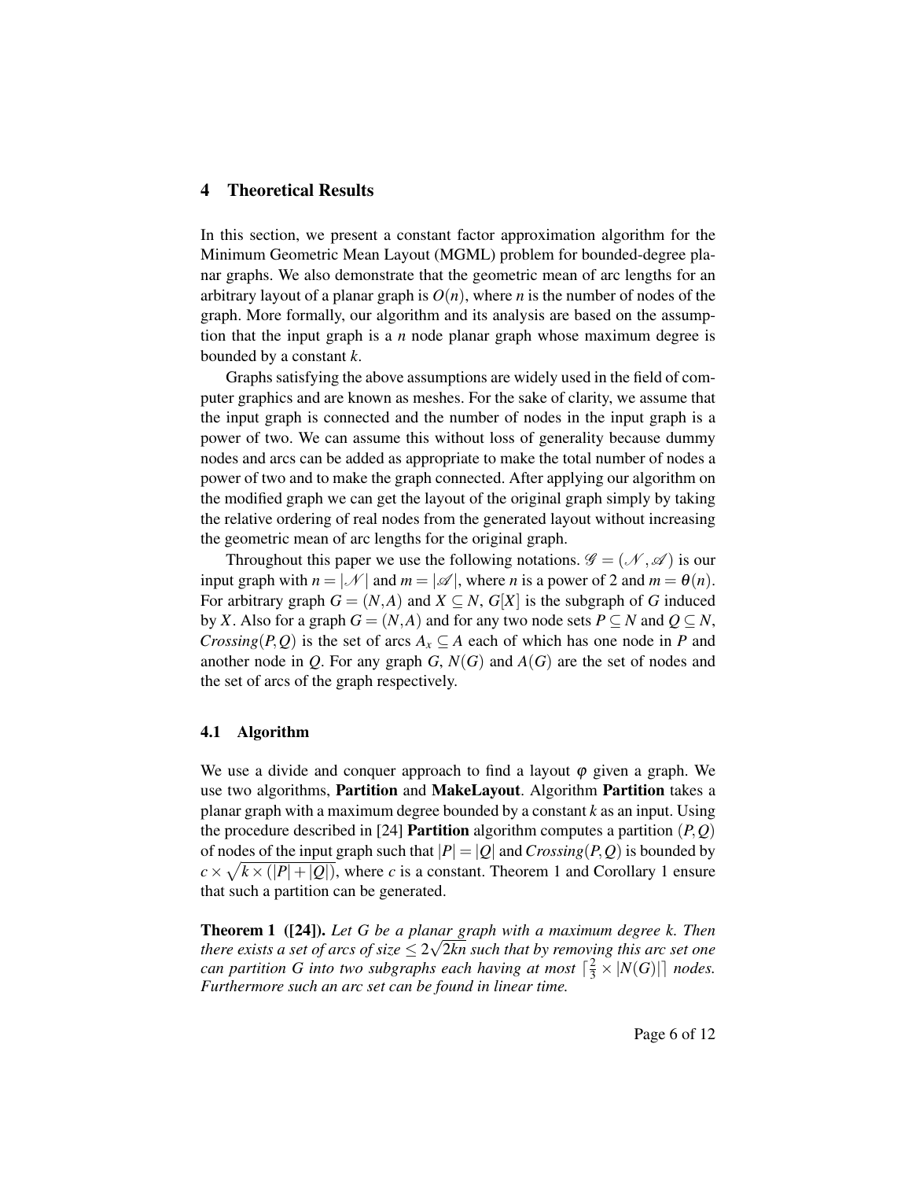## 4 Theoretical Results

In this section, we present a constant factor approximation algorithm for the Minimum Geometric Mean Layout (MGML) problem for bounded-degree planar graphs. We also demonstrate that the geometric mean of arc lengths for an arbitrary layout of a planar graph is $O(n)$, where $n$ is the number of nodes of the graph. More formally, our algorithm and its analysis are based on the assumption that the input graph is a $n$ node planar graph whose maximum degree is bounded by a constant $k$.

Graphs satisfying the above assumptions are widely used in the field of computer graphics and are known as meshes. For the sake of clarity, we assume that the input graph is connected and the number of nodes in the input graph is a power of two. We can assume this without loss of generality because dummy nodes and arcs can be added as appropriate to make the total number of nodes a power of two and to make the graph connected. After applying our algorithm on the modified graph we can get the layout of the original graph simply by taking the relative ordering of real nodes from the generated layout without increasing the geometric mean of arc lengths for the original graph.

Throughout this paper we use the following notations. $\mathscr{G} = (\mathscr{N}, \mathscr{A})$ is our input graph with $n = |\mathscr{N}|$ and $m = |\mathscr{A}|$, where $n$ is a power of 2 and $m = \theta(n)$. For arbitrary graph $G = (N, A)$ and $X \subseteq N$, $G[X]$ is the subgraph of $G$ induced by $X$. Also for a graph $G = (N, A)$ and for any two node sets $P \subseteq N$ and $Q \subseteq N$, $Crossing(P, Q)$ is the set of arcs $A_x \subseteq A$ each of which has one node in $P$ and another node in $Q$. For any graph $G$, $N(G)$ and $A(G)$ are the set of nodes and the set of arcs of the graph respectively.

### 4.1 Algorithm

We use a divide and conquer approach to find a layout $\varphi$ given a graph. We use two algorithms, **Partition** and **MakeLayout**. Algorithm **Partition** takes a planar graph with a maximum degree bounded by a constant $k$ as an input. Using the procedure described in [24] **Partition** algorithm computes a partition $(P, Q)$ of nodes of the input graph such that $|P| = |Q|$ and $Crossing(P, Q)$ is bounded by $c \times \sqrt{k \times (|P| + |Q|)}$, where $c$ is a constant. Theorem 1 and Corollary 1 ensure that such a partition can be generated.

**Theorem 1 ([24]).** *Let $G$ be a planar graph with a maximum degree $k$. Then there exists a set of arcs of size $\leq 2\sqrt{2kn}$ such that by removing this arc set one can partition $G$ into two subgraphs each having at most $\lceil \frac{2}{3} \times |N(G)| \rceil$ nodes. Furthermore such an arc set can be found in linear time.*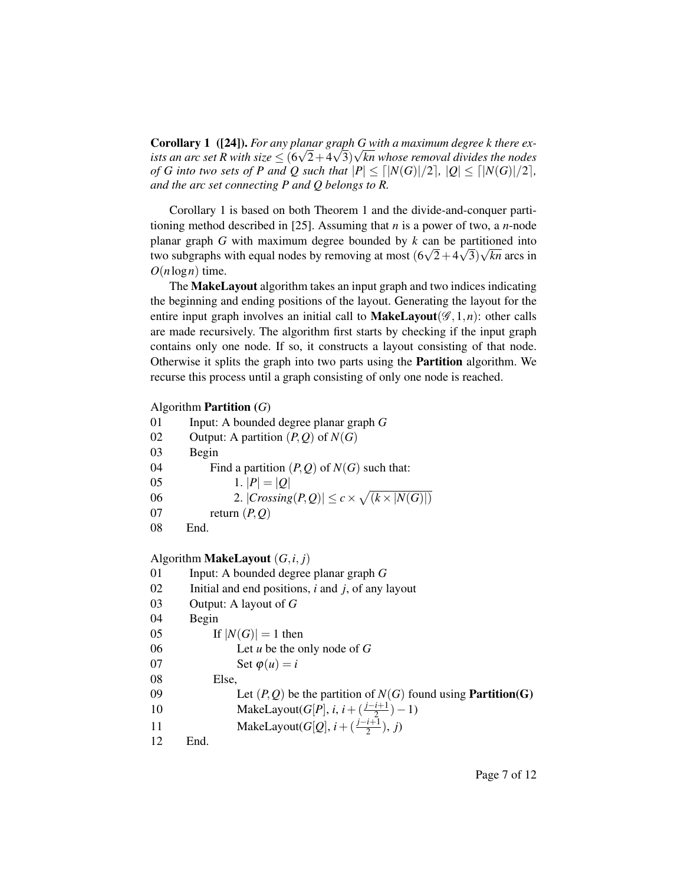**Corollary 1 ([24]).** *For any planar graph G with a maximum degree k there exists an arc set R with size $\leq (6\sqrt{2}+4\sqrt{3})\sqrt{kn}$ whose removal divides the nodes of G into two sets of P and Q such that $|P| \leq \lceil |N(G)|/2 \rceil$, $|Q| \leq \lceil |N(G)|/2 \rceil$, and the arc set connecting P and Q belongs to R.*

Corollary 1 is based on both Theorem 1 and the divide-and-conquer partitioning method described in [25]. Assuming that $n$ is a power of two, a $n$-node planar graph $G$ with maximum degree bounded by $k$ can be partitioned into two subgraphs with equal nodes by removing at most $(6\sqrt{2}+4\sqrt{3})\sqrt{kn}$ arcs in $O(n\log n)$ time.

The **MakeLayout** algorithm takes an input graph and two indices indicating the beginning and ending positions of the layout. Generating the layout for the entire input graph involves an initial call to **MakeLayout**$(\mathscr{G}, 1, n)$: other calls are made recursively. The algorithm first starts by checking if the input graph contains only one node. If so, it constructs a layout consisting of that node. Otherwise it splits the graph into two parts using the **Partition** algorithm. We recurse this process until a graph consisting of only one node is reached.

Algorithm **Partition** $(G)$

```
01    Input: A bounded degree planar graph G
02    Output: A partition (P,Q) of N(G)
03    Begin
04        Find a partition (P,Q) of N(G) such that:
05            1. |P| = |Q|
06            2. |Crossing(P,Q)| ≤ c × √(k × |N(G)|)
07        return (P,Q)
08    End.
```

Algorithm **MakeLayout** $(G, i, j)$

```
01    Input: A bounded degree planar graph G
02    Initial and end positions, i and j, of any layout
03    Output: A layout of G
04    Begin
05        If |N(G)| = 1 then
06            Let u be the only node of G
07            Set φ(u) = i
08        Else,
09            Let (P,Q) be the partition of N(G) found using Partition(G)
10            MakeLayout(G[P], i, i + ((j−i+1)/2) − 1)
11            MakeLayout(G[Q], i + ((j−i+1)/2), j)
12    End.
```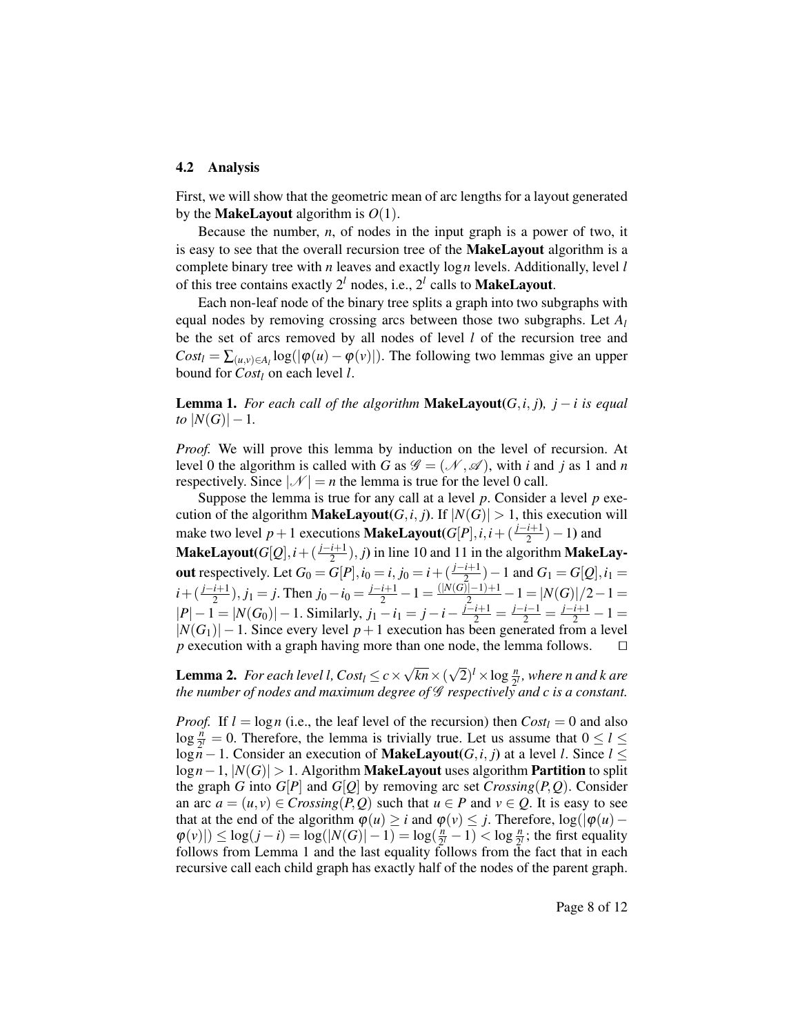### 4.2 Analysis

First, we will show that the geometric mean of arc lengths for a layout generated by the **MakeLayout** algorithm is $O(1)$.

Because the number, $n$, of nodes in the input graph is a power of two, it is easy to see that the overall recursion tree of the **MakeLayout** algorithm is a complete binary tree with $n$ leaves and exactly $\log n$ levels. Additionally, level $l$ of this tree contains exactly $2^l$ nodes, i.e., $2^l$ calls to **MakeLayout**.

Each non-leaf node of the binary tree splits a graph into two subgraphs with equal nodes by removing crossing arcs between those two subgraphs. Let $A_l$ be the set of arcs removed by all nodes of level $l$ of the recursion tree and $Cost_l = \sum_{(u,v)\in A_l} \log(|\varphi(u) - \varphi(v)|)$. The following two lemmas give an upper bound for $Cost_l$ on each level $l$.

**Lemma 1.** *For each call of the algorithm* **MakeLayout**$(G, i, j)$*, $j - i$ is equal to $|N(G)| - 1$.*

*Proof.* We will prove this lemma by induction on the level of recursion. At level 0 the algorithm is called with $G$ as $\mathscr{G} = (\mathscr{N}, \mathscr{A})$, with $i$ and $j$ as 1 and $n$ respectively. Since $|\mathscr{N}| = n$ the lemma is true for the level 0 call.

Suppose the lemma is true for any call at a level $p$. Consider a level $p$ execution of the algorithm **MakeLayout**$(G, i, j)$. If $|N(G)| > 1$, this execution will make two level $p+1$ executions **MakeLayout**$(G[P], i, i + (\frac{j-i+1}{2}) - 1)$ and **MakeLayout**$(G[Q], i + (\frac{j-i+1}{2}), j)$ in line 10 and 11 in the algorithm **MakeLayout** respectively. Let $G_0 = G[P], i_0 = i, j_0 = i + (\frac{j-i+1}{2}) - 1$ and $G_1 = G[Q], i_1 = i + (\frac{j-i+1}{2}), j_1 = j$. Then $j_0 - i_0 = \frac{j-i+1}{2} - 1 = \frac{(|N(G)|-1)+1}{2} - 1 = |N(G)|/2 - 1 = |P| - 1 = |N(G_0)| - 1$. Similarly, $j_1 - i_1 = j - i - \frac{j-i+1}{2} = \frac{j-i-1}{2} = \frac{j-i+1}{2} - 1 = |N(G_1)| - 1$. Since every level $p+1$ execution has been generated from a level $p$ execution with a graph having more than one node, the lemma follows. $\square$

**Lemma 2.** *For each level $l$, $Cost_l \leq c \times \sqrt{kn} \times (\sqrt{2})^l \times \log \frac{n}{2^l}$, where $n$ and $k$ are the number of nodes and maximum degree of $\mathscr{G}$ respectively and $c$ is a constant.*

*Proof.* If $l = \log n$ (i.e., the leaf level of the recursion) then $Cost_l = 0$ and also $\log \frac{n}{2^l} = 0$. Therefore, the lemma is trivially true. Let us assume that $0 \leq l \leq \log n - 1$. Consider an execution of **MakeLayout**$(G, i, j)$ at a level $l$. Since $l \leq \log n - 1$, $|N(G)| > 1$. Algorithm **MakeLayout** uses algorithm **Partition** to split the graph $G$ into $G[P]$ and $G[Q]$ by removing arc set $Crossing(P, Q)$. Consider an arc $a = (u, v) \in Crossing(P, Q)$ such that $u \in P$ and $v \in Q$. It is easy to see that at the end of the algorithm $\varphi(u) \geq i$ and $\varphi(v) \leq j$. Therefore, $\log(|\varphi(u) - \varphi(v)|) \leq \log(j - i) = \log(|N(G)| - 1) = \log(\frac{n}{2^l} - 1) < \log \frac{n}{2^l}$; the first equality follows from Lemma 1 and the last equality follows from the fact that in each recursive call each child graph has exactly half of the nodes of the parent graph.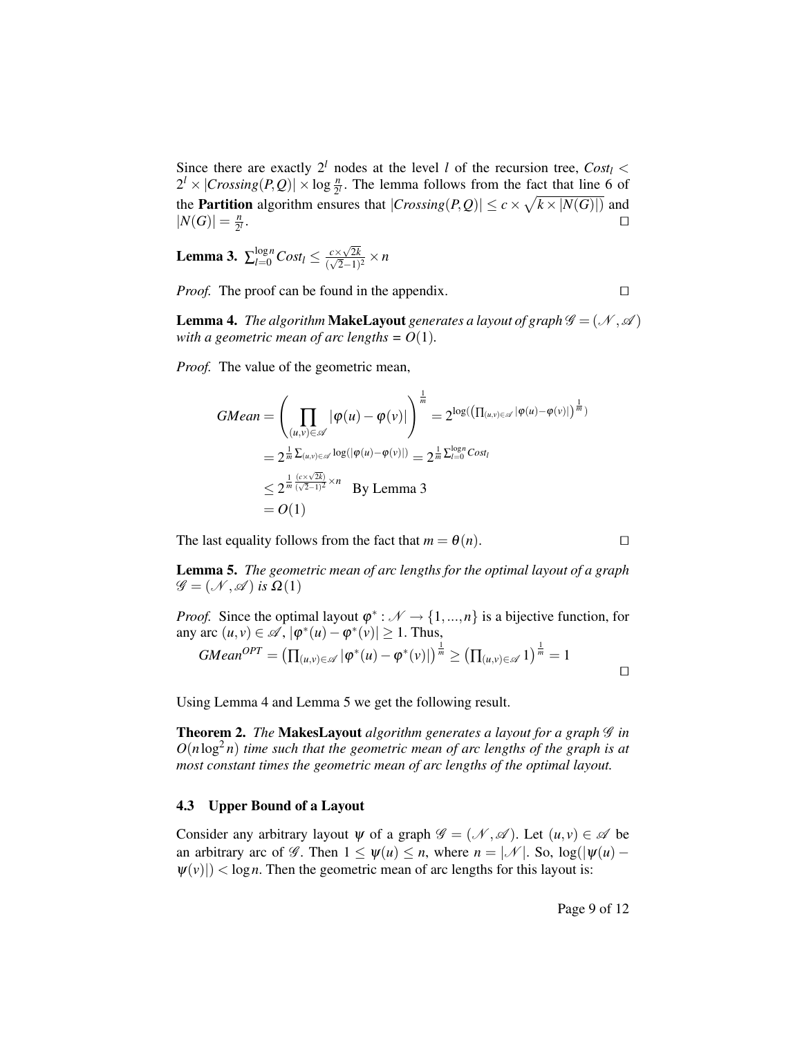Since there are exactly $2^l$ nodes at the level $l$ of the recursion tree, $Cost_l < 2^l \times |Crossing(P,Q)| \times \log \frac{n}{2^l}$. The lemma follows from the fact that line 6 of the **Partition** algorithm ensures that $|Crossing(P,Q)| \leq c \times \sqrt{k \times |N(G)|)}$ and $|N(G)| = \frac{n}{2^l}$. $\square$

**Lemma 3.** $\sum_{l=0}^{\log n} Cost_l \leq \frac{c \times \sqrt{2k}}{(\sqrt{2}-1)^2} \times n$

*Proof.* The proof can be found in the appendix. $\square$

**Lemma 4.** *The algorithm* **MakeLayout** *generates a layout of graph* $\mathscr{G} = (\mathscr{N}, \mathscr{A})$ *with a geometric mean of arc lengths =* $O(1)$.

*Proof.* The value of the geometric mean,

$$
\begin{aligned}
GMean &= \left( \prod_{(u,v) \in \mathscr{A}} |\varphi(u) - \varphi(v)| \right)^{\frac{1}{m}} = 2^{\log\left(\left(\prod_{(u,v)\in\mathscr{A}} |\varphi(u)-\varphi(v)|\right)^{\frac{1}{m}}\right)} \\
&= 2^{\frac{1}{m}\sum_{(u,v)\in\mathscr{A}} \log(|\varphi(u)-\varphi(v)|)} = 2^{\frac{1}{m}\sum_{l=0}^{\log n} Cost_l} \\
&\leq 2^{\frac{1}{m}\frac{(c\times\sqrt{2k})}{(\sqrt{2}-1)^2}\times n} \quad \text{By Lemma 3} \\
&= O(1)
\end{aligned}
$$

The last equality follows from the fact that $m = \theta(n)$. $\square$

**Lemma 5.** *The geometric mean of arc lengths for the optimal layout of a graph* $\mathscr{G} = (\mathscr{N}, \mathscr{A})$ *is* $\Omega(1)$

*Proof.* Since the optimal layout $\varphi^* : \mathscr{N} \rightarrow \{1, ..., n\}$ is a bijective function, for any arc $(u,v) \in \mathscr{A}$, $|\varphi^*(u) - \varphi^*(v)| \geq 1$. Thus,

$$GMean^{OPT} = \left(\prod_{(u,v)\in\mathscr{A}} |\varphi^*(u) - \varphi^*(v)|\right)^{\frac{1}{m}} \geq \left(\prod_{(u,v)\in\mathscr{A}} 1\right)^{\frac{1}{m}} = 1$$

$\square$

Using Lemma 4 and Lemma 5 we get the following result.

**Theorem 2.** *The* **MakesLayout** *algorithm generates a layout for a graph* $\mathscr{G}$ *in* $O(n\log^2 n)$ *time such that the geometric mean of arc lengths of the graph is at most constant times the geometric mean of arc lengths of the optimal layout.*

### 4.3 Upper Bound of a Layout

Consider any arbitrary layout $\psi$ of a graph $\mathscr{G} = (\mathscr{N}, \mathscr{A})$. Let $(u,v) \in \mathscr{A}$ be an arbitrary arc of $\mathscr{G}$. Then $1 \leq \psi(u) \leq n$, where $n = |\mathscr{N}|$. So, $\log(|\psi(u) - \psi(v)|) < \log n$. Then the geometric mean of arc lengths for this layout is: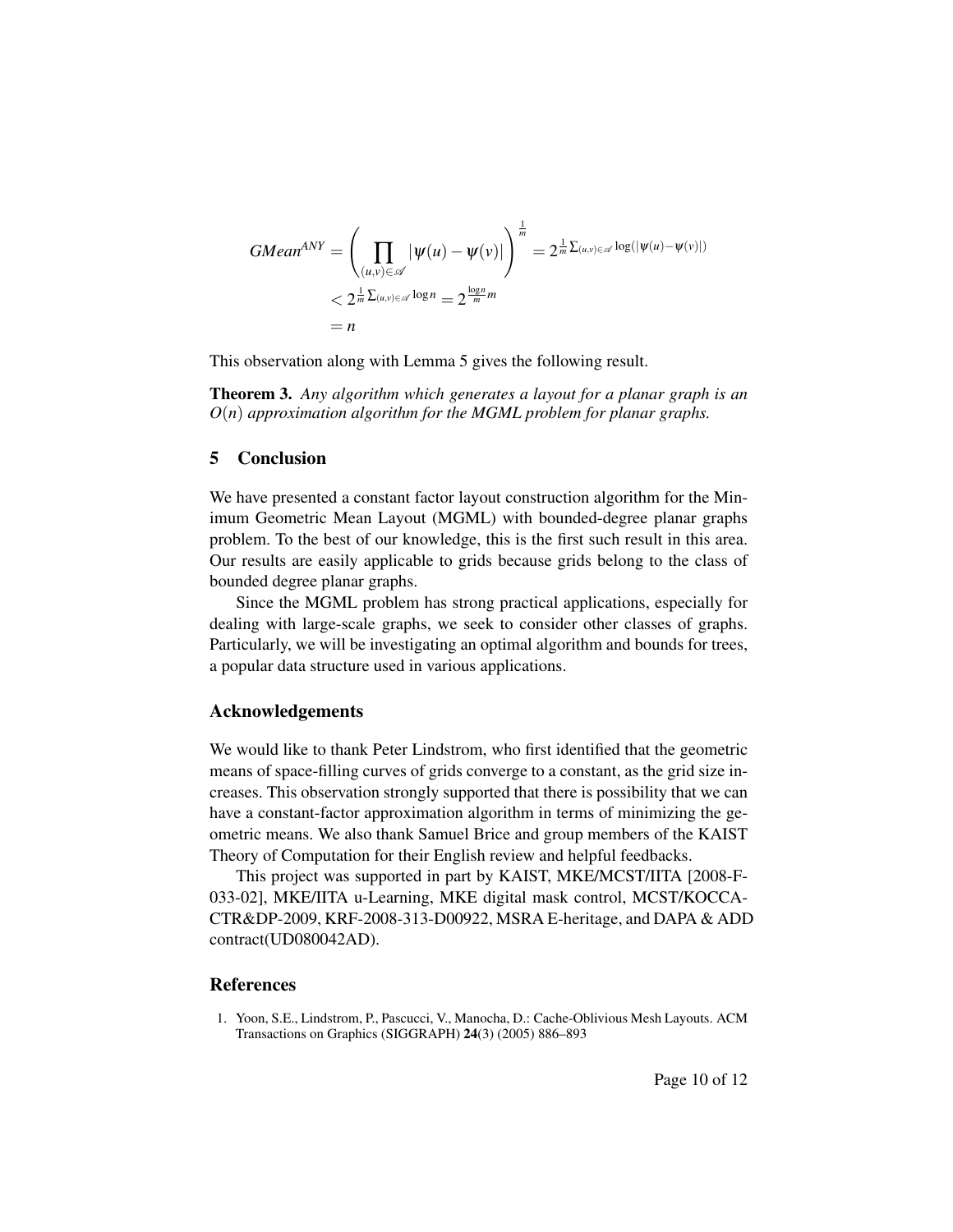$$
\begin{aligned}
GMean^{ANY} &= \left( \prod_{(u,v)\in\mathscr{A}} |\psi(u) - \psi(v)| \right)^{\frac{1}{m}} = 2^{\frac{1}{m}\sum_{(u,v)\in\mathscr{A}} \log(|\psi(u)-\psi(v)|)} \\
&< 2^{\frac{1}{m}\sum_{(u,v)\in\mathscr{A}} \log n} = 2^{\frac{\log n}{m} m} \\
&= n
\end{aligned}
$$

This observation along with Lemma 5 gives the following result.

**Theorem 3.** *Any algorithm which generates a layout for a planar graph is an $O(n)$ approximation algorithm for the MGML problem for planar graphs.*

## 5 Conclusion

We have presented a constant factor layout construction algorithm for the Minimum Geometric Mean Layout (MGML) with bounded-degree planar graphs problem. To the best of our knowledge, this is the first such result in this area. Our results are easily applicable to grids because grids belong to the class of bounded degree planar graphs.

Since the MGML problem has strong practical applications, especially for dealing with large-scale graphs, we seek to consider other classes of graphs. Particularly, we will be investigating an optimal algorithm and bounds for trees, a popular data structure used in various applications.

### Acknowledgements

We would like to thank Peter Lindstrom, who first identified that the geometric means of space-filling curves of grids converge to a constant, as the grid size increases. This observation strongly supported that there is possibility that we can have a constant-factor approximation algorithm in terms of minimizing the geometric means. We also thank Samuel Brice and group members of the KAIST Theory of Computation for their English review and helpful feedbacks.

This project was supported in part by KAIST, MKE/MCST/IITA [2008-F-033-02], MKE/IITA u-Learning, MKE digital mask control, MCST/KOCCA-CTR&DP-2009, KRF-2008-313-D00922, MSRA E-heritage, and DAPA & ADD contract(UD080042AD).

## References

1. Yoon, S.E., Lindstrom, P., Pascucci, V., Manocha, D.: Cache-Oblivious Mesh Layouts. ACM Transactions on Graphics (SIGGRAPH) **24**(3) (2005) 886–893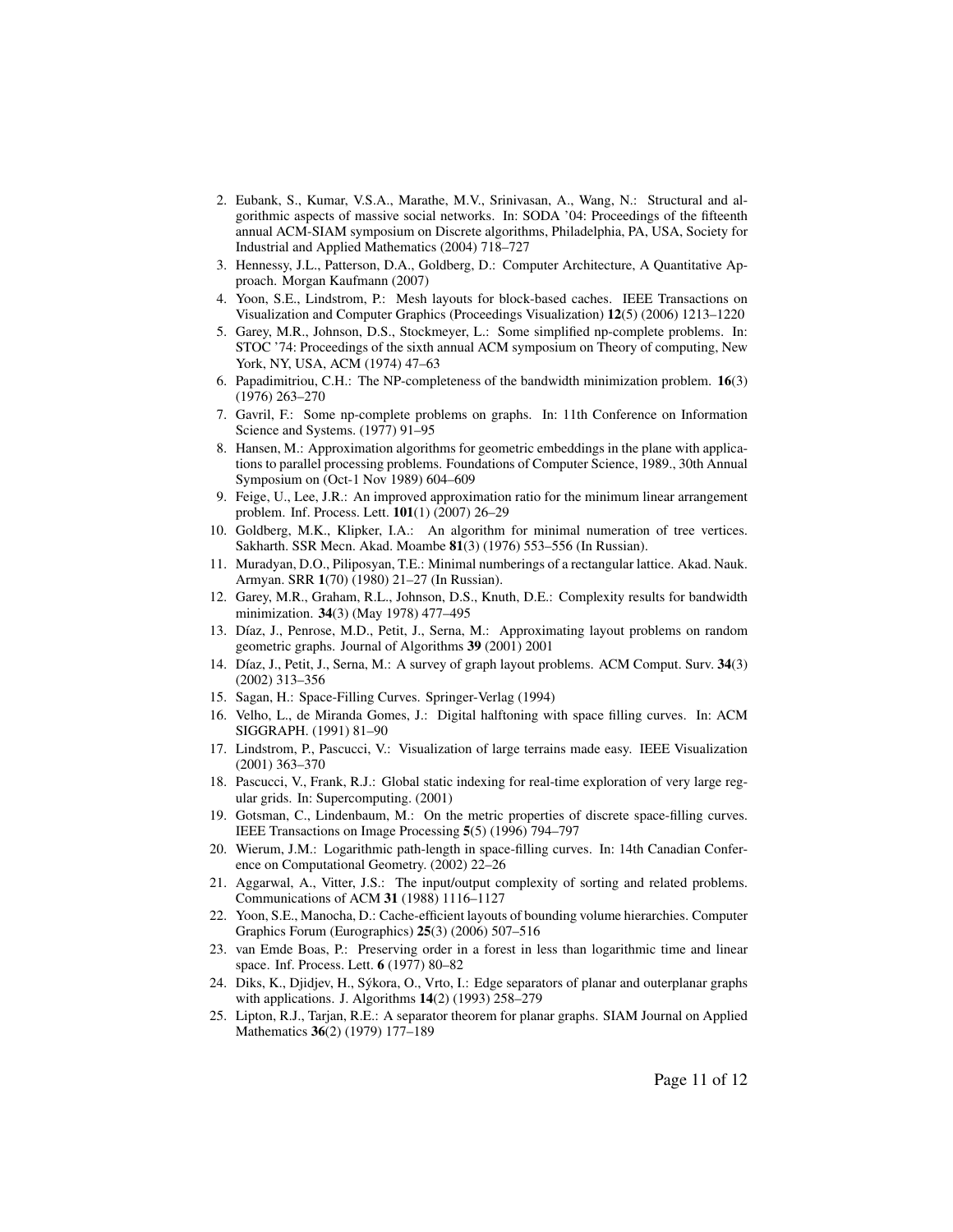2. Eubank, S., Kumar, V.S.A., Marathe, M.V., Srinivasan, A., Wang, N.: Structural and algorithmic aspects of massive social networks. In: SODA '04: Proceedings of the fifteenth annual ACM-SIAM symposium on Discrete algorithms, Philadelphia, PA, USA, Society for Industrial and Applied Mathematics (2004) 718–727
3. Hennessy, J.L., Patterson, D.A., Goldberg, D.: Computer Architecture, A Quantitative Approach. Morgan Kaufmann (2007)
4. Yoon, S.E., Lindstrom, P.: Mesh layouts for block-based caches. IEEE Transactions on Visualization and Computer Graphics (Proceedings Visualization) **12**(5) (2006) 1213–1220
5. Garey, M.R., Johnson, D.S., Stockmeyer, L.: Some simplified np-complete problems. In: STOC '74: Proceedings of the sixth annual ACM symposium on Theory of computing, New York, NY, USA, ACM (1974) 47–63
6. Papadimitriou, C.H.: The NP-completeness of the bandwidth minimization problem. **16**(3) (1976) 263–270
7. Gavril, F.: Some np-complete problems on graphs. In: 11th Conference on Information Science and Systems. (1977) 91–95
8. Hansen, M.: Approximation algorithms for geometric embeddings in the plane with applications to parallel processing problems. Foundations of Computer Science, 1989., 30th Annual Symposium on (Oct-1 Nov 1989) 604–609
9. Feige, U., Lee, J.R.: An improved approximation ratio for the minimum linear arrangement problem. Inf. Process. Lett. **101**(1) (2007) 26–29
10. Goldberg, M.K., Klipker, I.A.: An algorithm for minimal numeration of tree vertices. Sakharth. SSR Mecn. Akad. Moambe **81**(3) (1976) 553–556 (In Russian).
11. Muradyan, D.O., Piliposyan, T.E.: Minimal numberings of a rectangular lattice. Akad. Nauk. Armyan. SRR **1**(70) (1980) 21–27 (In Russian).
12. Garey, M.R., Graham, R.L., Johnson, D.S., Knuth, D.E.: Complexity results for bandwidth minimization. **34**(3) (May 1978) 477–495
13. Díaz, J., Penrose, M.D., Petit, J., Serna, M.: Approximating layout problems on random geometric graphs. Journal of Algorithms **39** (2001) 2001
14. Díaz, J., Petit, J., Serna, M.: A survey of graph layout problems. ACM Comput. Surv. **34**(3) (2002) 313–356
15. Sagan, H.: Space-Filling Curves. Springer-Verlag (1994)
16. Velho, L., de Miranda Gomes, J.: Digital halftoning with space filling curves. In: ACM SIGGRAPH. (1991) 81–90
17. Lindstrom, P., Pascucci, V.: Visualization of large terrains made easy. IEEE Visualization (2001) 363–370
18. Pascucci, V., Frank, R.J.: Global static indexing for real-time exploration of very large regular grids. In: Supercomputing. (2001)
19. Gotsman, C., Lindenbaum, M.: On the metric properties of discrete space-filling curves. IEEE Transactions on Image Processing **5**(5) (1996) 794–797
20. Wierum, J.M.: Logarithmic path-length in space-filling curves. In: 14th Canadian Conference on Computational Geometry. (2002) 22–26
21. Aggarwal, A., Vitter, J.S.: The input/output complexity of sorting and related problems. Communications of ACM **31** (1988) 1116–1127
22. Yoon, S.E., Manocha, D.: Cache-efficient layouts of bounding volume hierarchies. Computer Graphics Forum (Eurographics) **25**(3) (2006) 507–516
23. van Emde Boas, P.: Preserving order in a forest in less than logarithmic time and linear space. Inf. Process. Lett. **6** (1977) 80–82
24. Diks, K., Djidjev, H., Sýkora, O., Vrto, I.: Edge separators of planar and outerplanar graphs with applications. J. Algorithms **14**(2) (1993) 258–279
25. Lipton, R.J., Tarjan, R.E.: A separator theorem for planar graphs. SIAM Journal on Applied Mathematics **36**(2) (1979) 177–189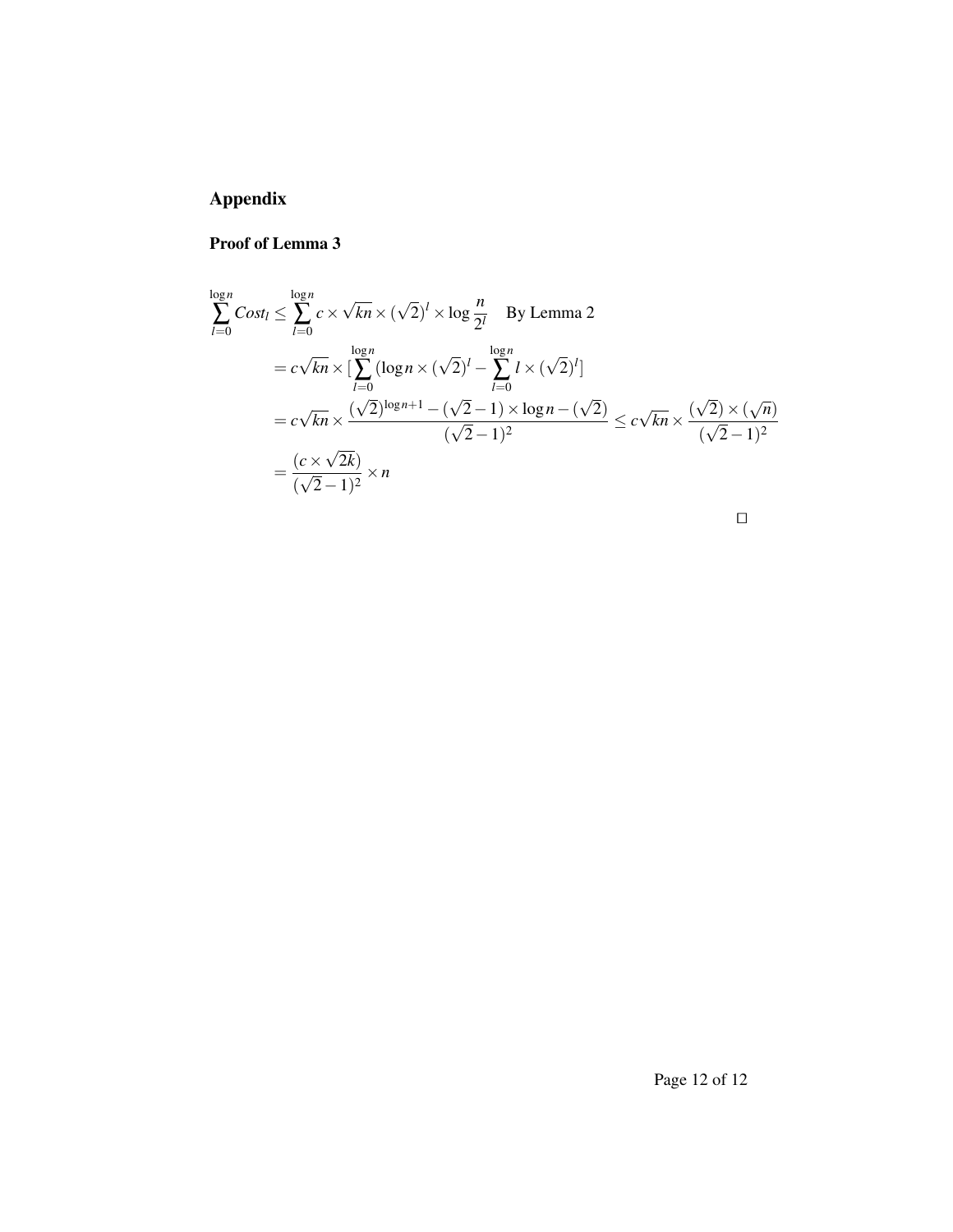## Appendix

### Proof of Lemma 3

$$
\begin{aligned}
\sum_{l=0}^{\log n} Cost_l &\leq \sum_{l=0}^{\log n} c \times \sqrt{kn} \times (\sqrt{2})^l \times \log \frac{n}{2^l} \quad \text{By Lemma 2} \\
&= c\sqrt{kn} \times [\sum_{l=0}^{\log n} (\log n \times (\sqrt{2})^l - \sum_{l=0}^{\log n} l \times (\sqrt{2})^l] \\
&= c\sqrt{kn} \times \frac{(\sqrt{2})^{\log n + 1} - (\sqrt{2}-1) \times \log n - (\sqrt{2})}{(\sqrt{2}-1)^2} \leq c\sqrt{kn} \times \frac{(\sqrt{2}) \times (\sqrt{n})}{(\sqrt{2}-1)^2} \\
&= \frac{(c \times \sqrt{2k})}{(\sqrt{2}-1)^2} \times n
\end{aligned}
$$

□